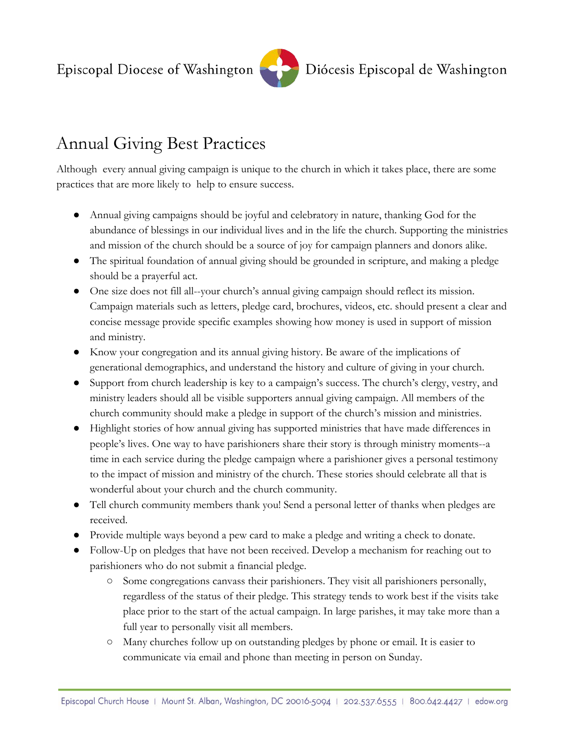Episcopal Diocese of Washington    Diócesis Episcopal de Washington

# Annual Giving Best Practices

Although every annual giving campaign is unique to the church in which it takes place, there are some practices that are more likely to help to ensure success.

- Annual giving campaigns should be joyful and celebratory in nature, thanking God for the abundance of blessings in our individual lives and in the life the church. Supporting the ministries and mission of the church should be a source of joy for campaign planners and donors alike.
- The spiritual foundation of annual giving should be grounded in scripture, and making a pledge should be a prayerful act.
- One size does not fill all--your church's annual giving campaign should reflect its mission. Campaign materials such as letters, pledge card, brochures, videos, etc. should present a clear and concise message provide specific examples showing how money is used in support of mission and ministry.
- Know your congregation and its annual giving history. Be aware of the implications of generational demographics, and understand the history and culture of giving in your church.
- Support from church leadership is key to a campaign's success. The church's clergy, vestry, and ministry leaders should all be visible supporters annual giving campaign. All members of the church community should make a pledge in support of the church's mission and ministries.
- Highlight stories of how annual giving has supported ministries that have made differences in people's lives. One way to have parishioners share their story is through ministry moments--a time in each service during the pledge campaign where a parishioner gives a personal testimony to the impact of mission and ministry of the church. These stories should celebrate all that is wonderful about your church and the church community.
- Tell church community members thank you! Send a personal letter of thanks when pledges are received.
- Provide multiple ways beyond a pew card to make a pledge and writing a check to donate.
- Follow-Up on pledges that have not been received. Develop a mechanism for reaching out to parishioners who do not submit a financial pledge.
  - Some congregations canvass their parishioners. They visit all parishioners personally, regardless of the status of their pledge. This strategy tends to work best if the visits take place prior to the start of the actual campaign. In large parishes, it may take more than a full year to personally visit all members.
  - Many churches follow up on outstanding pledges by phone or email. It is easier to communicate via email and phone than meeting in person on Sunday.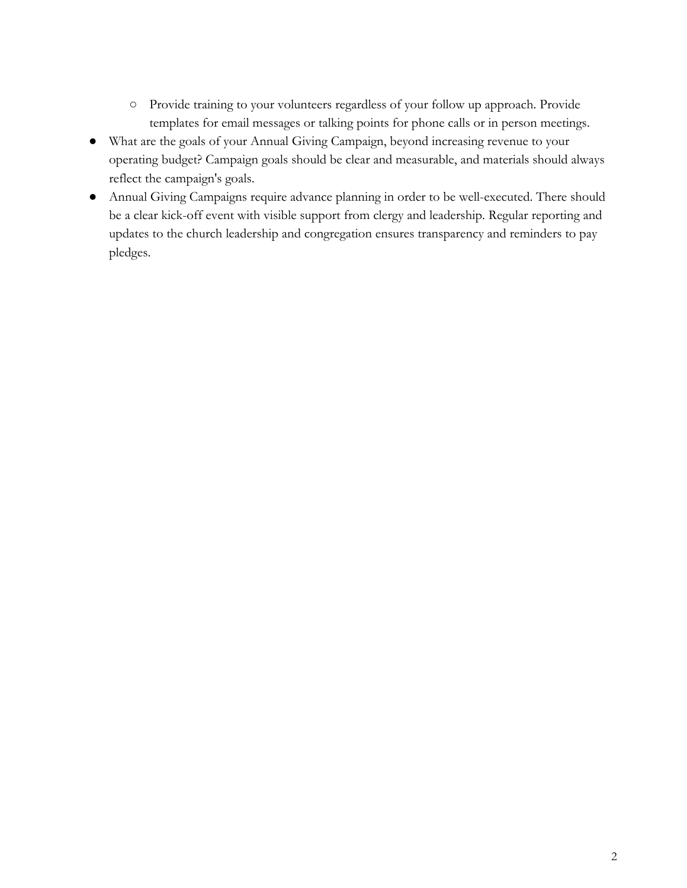- Provide training to your volunteers regardless of your follow up approach. Provide templates for email messages or talking points for phone calls or in person meetings.
- What are the goals of your Annual Giving Campaign, beyond increasing revenue to your operating budget? Campaign goals should be clear and measurable, and materials should always reflect the campaign's goals.
- Annual Giving Campaigns require advance planning in order to be well-executed. There should be a clear kick-off event with visible support from clergy and leadership. Regular reporting and updates to the church leadership and congregation ensures transparency and reminders to pay pledges.